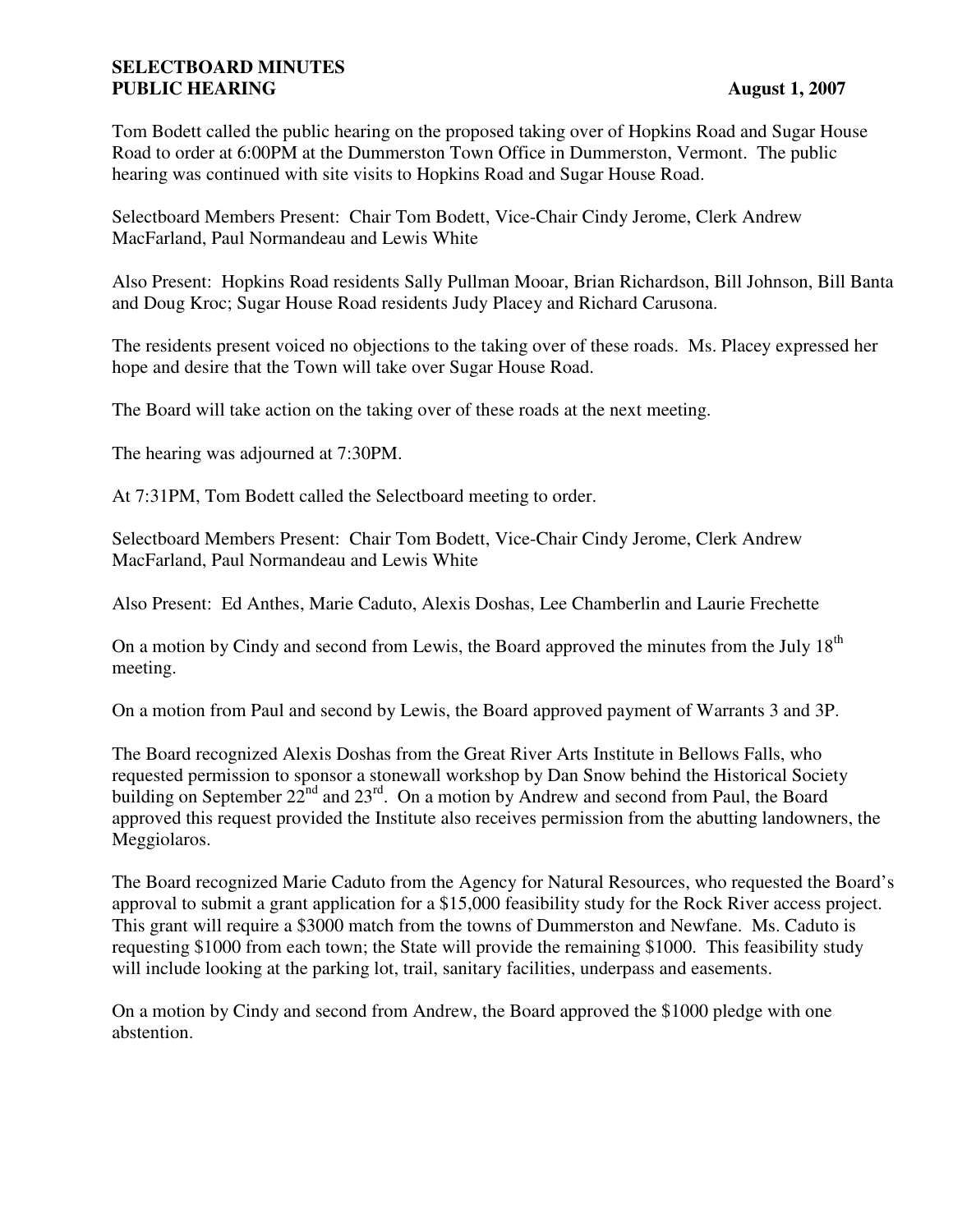**SELECTBOARD MINUTES**
**PUBLIC HEARING** **August 1, 2007**

Tom Bodett called the public hearing on the proposed taking over of Hopkins Road and Sugar House Road to order at 6:00PM at the Dummerston Town Office in Dummerston, Vermont. The public hearing was continued with site visits to Hopkins Road and Sugar House Road.

Selectboard Members Present: Chair Tom Bodett, Vice-Chair Cindy Jerome, Clerk Andrew MacFarland, Paul Normandeau and Lewis White

Also Present: Hopkins Road residents Sally Pullman Mooar, Brian Richardson, Bill Johnson, Bill Banta and Doug Kroc; Sugar House Road residents Judy Placey and Richard Carusona.

The residents present voiced no objections to the taking over of these roads. Ms. Placey expressed her hope and desire that the Town will take over Sugar House Road.

The Board will take action on the taking over of these roads at the next meeting.

The hearing was adjourned at 7:30PM.

At 7:31PM, Tom Bodett called the Selectboard meeting to order.

Selectboard Members Present: Chair Tom Bodett, Vice-Chair Cindy Jerome, Clerk Andrew MacFarland, Paul Normandeau and Lewis White

Also Present: Ed Anthes, Marie Caduto, Alexis Doshas, Lee Chamberlin and Laurie Frechette

On a motion by Cindy and second from Lewis, the Board approved the minutes from the July 18th meeting.

On a motion from Paul and second by Lewis, the Board approved payment of Warrants 3 and 3P.

The Board recognized Alexis Doshas from the Great River Arts Institute in Bellows Falls, who requested permission to sponsor a stonewall workshop by Dan Snow behind the Historical Society building on September 22nd and 23rd. On a motion by Andrew and second from Paul, the Board approved this request provided the Institute also receives permission from the abutting landowners, the Meggiolaros.

The Board recognized Marie Caduto from the Agency for Natural Resources, who requested the Board's approval to submit a grant application for a $15,000 feasibility study for the Rock River access project. This grant will require a $3000 match from the towns of Dummerston and Newfane. Ms. Caduto is requesting $1000 from each town; the State will provide the remaining $1000. This feasibility study will include looking at the parking lot, trail, sanitary facilities, underpass and easements.

On a motion by Cindy and second from Andrew, the Board approved the $1000 pledge with one abstention.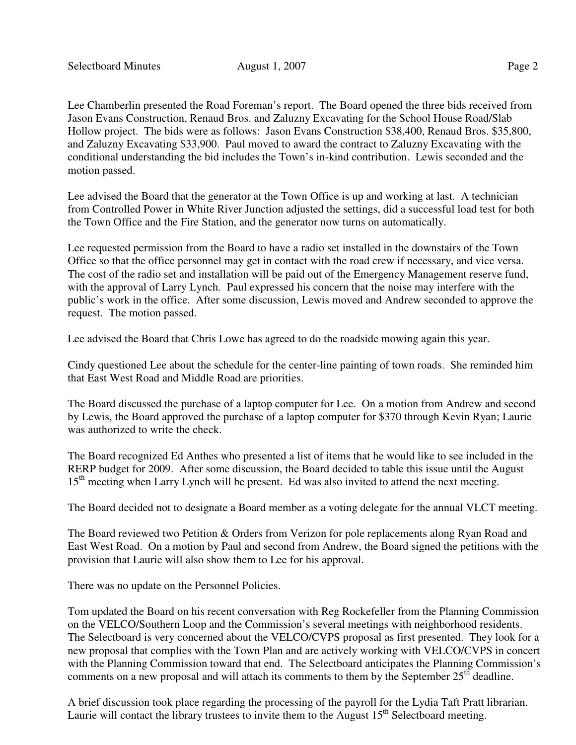Lee Chamberlin presented the Road Foreman's report. The Board opened the three bids received from Jason Evans Construction, Renaud Bros. and Zaluzny Excavating for the School House Road/Slab Hollow project. The bids were as follows: Jason Evans Construction $38,400, Renaud Bros. $35,800, and Zaluzny Excavating $33,900. Paul moved to award the contract to Zaluzny Excavating with the conditional understanding the bid includes the Town's in-kind contribution. Lewis seconded and the motion passed.

Lee advised the Board that the generator at the Town Office is up and working at last. A technician from Controlled Power in White River Junction adjusted the settings, did a successful load test for both the Town Office and the Fire Station, and the generator now turns on automatically.

Lee requested permission from the Board to have a radio set installed in the downstairs of the Town Office so that the office personnel may get in contact with the road crew if necessary, and vice versa. The cost of the radio set and installation will be paid out of the Emergency Management reserve fund, with the approval of Larry Lynch. Paul expressed his concern that the noise may interfere with the public's work in the office. After some discussion, Lewis moved and Andrew seconded to approve the request. The motion passed.

Lee advised the Board that Chris Lowe has agreed to do the roadside mowing again this year.

Cindy questioned Lee about the schedule for the center-line painting of town roads. She reminded him that East West Road and Middle Road are priorities.

The Board discussed the purchase of a laptop computer for Lee. On a motion from Andrew and second by Lewis, the Board approved the purchase of a laptop computer for $370 through Kevin Ryan; Laurie was authorized to write the check.

The Board recognized Ed Anthes who presented a list of items that he would like to see included in the RERP budget for 2009. After some discussion, the Board decided to table this issue until the August 15th meeting when Larry Lynch will be present. Ed was also invited to attend the next meeting.

The Board decided not to designate a Board member as a voting delegate for the annual VLCT meeting.

The Board reviewed two Petition & Orders from Verizon for pole replacements along Ryan Road and East West Road. On a motion by Paul and second from Andrew, the Board signed the petitions with the provision that Laurie will also show them to Lee for his approval.

There was no update on the Personnel Policies.

Tom updated the Board on his recent conversation with Reg Rockefeller from the Planning Commission on the VELCO/Southern Loop and the Commission's several meetings with neighborhood residents. The Selectboard is very concerned about the VELCO/CVPS proposal as first presented. They look for a new proposal that complies with the Town Plan and are actively working with VELCO/CVPS in concert with the Planning Commission toward that end. The Selectboard anticipates the Planning Commission's comments on a new proposal and will attach its comments to them by the September 25th deadline.

A brief discussion took place regarding the processing of the payroll for the Lydia Taft Pratt librarian. Laurie will contact the library trustees to invite them to the August 15th Selectboard meeting.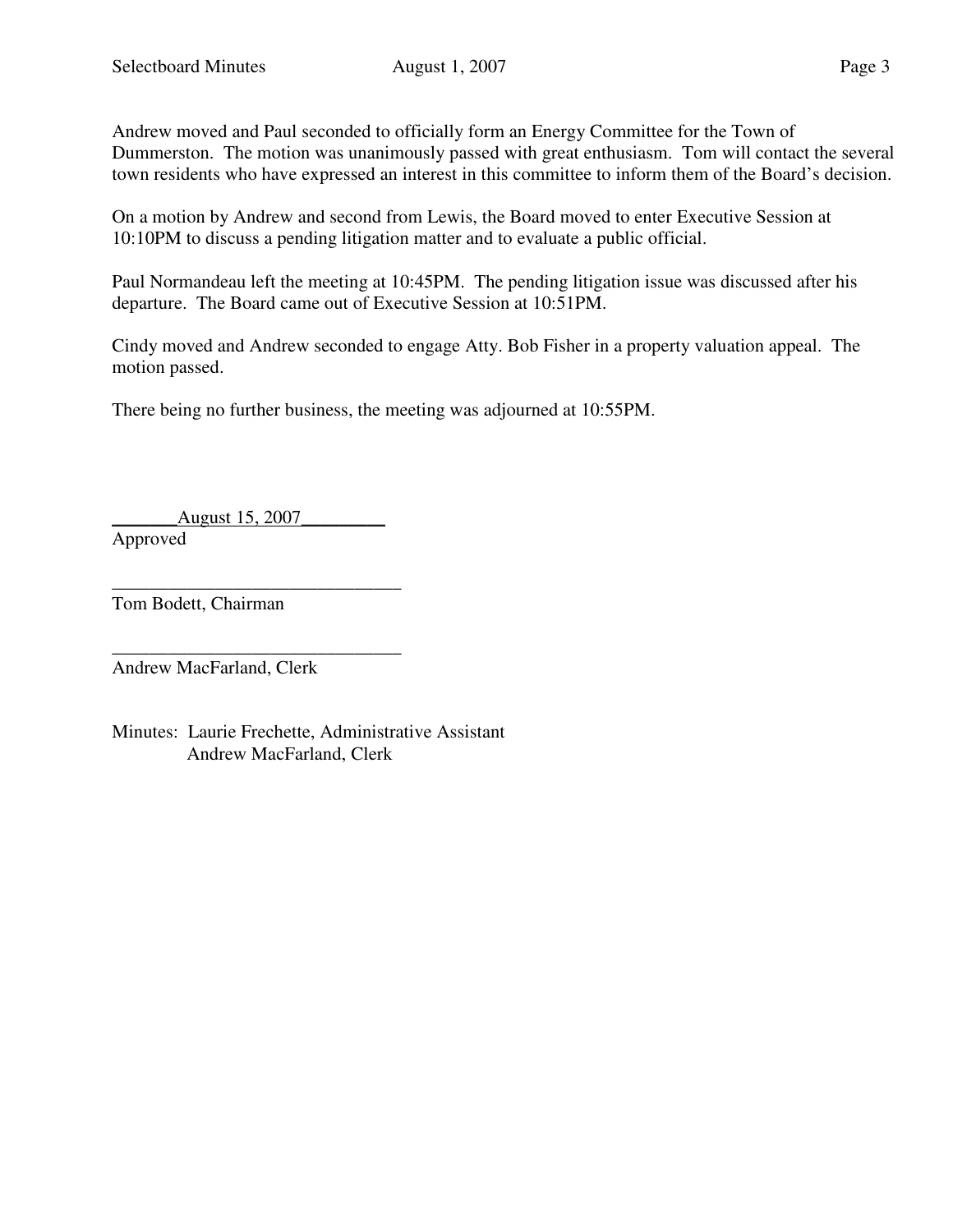Andrew moved and Paul seconded to officially form an Energy Committee for the Town of Dummerston. The motion was unanimously passed with great enthusiasm. Tom will contact the several town residents who have expressed an interest in this committee to inform them of the Board's decision.

On a motion by Andrew and second from Lewis, the Board moved to enter Executive Session at 10:10PM to discuss a pending litigation matter and to evaluate a public official.

Paul Normandeau left the meeting at 10:45PM. The pending litigation issue was discussed after his departure. The Board came out of Executive Session at 10:51PM.

Cindy moved and Andrew seconded to engage Atty. Bob Fisher in a property valuation appeal. The motion passed.

There being no further business, the meeting was adjourned at 10:55PM.

_______August 15, 2007_________
Approved

_______________________________
Tom Bodett, Chairman

_______________________________
Andrew MacFarland, Clerk

Minutes: Laurie Frechette, Administrative Assistant
Andrew MacFarland, Clerk